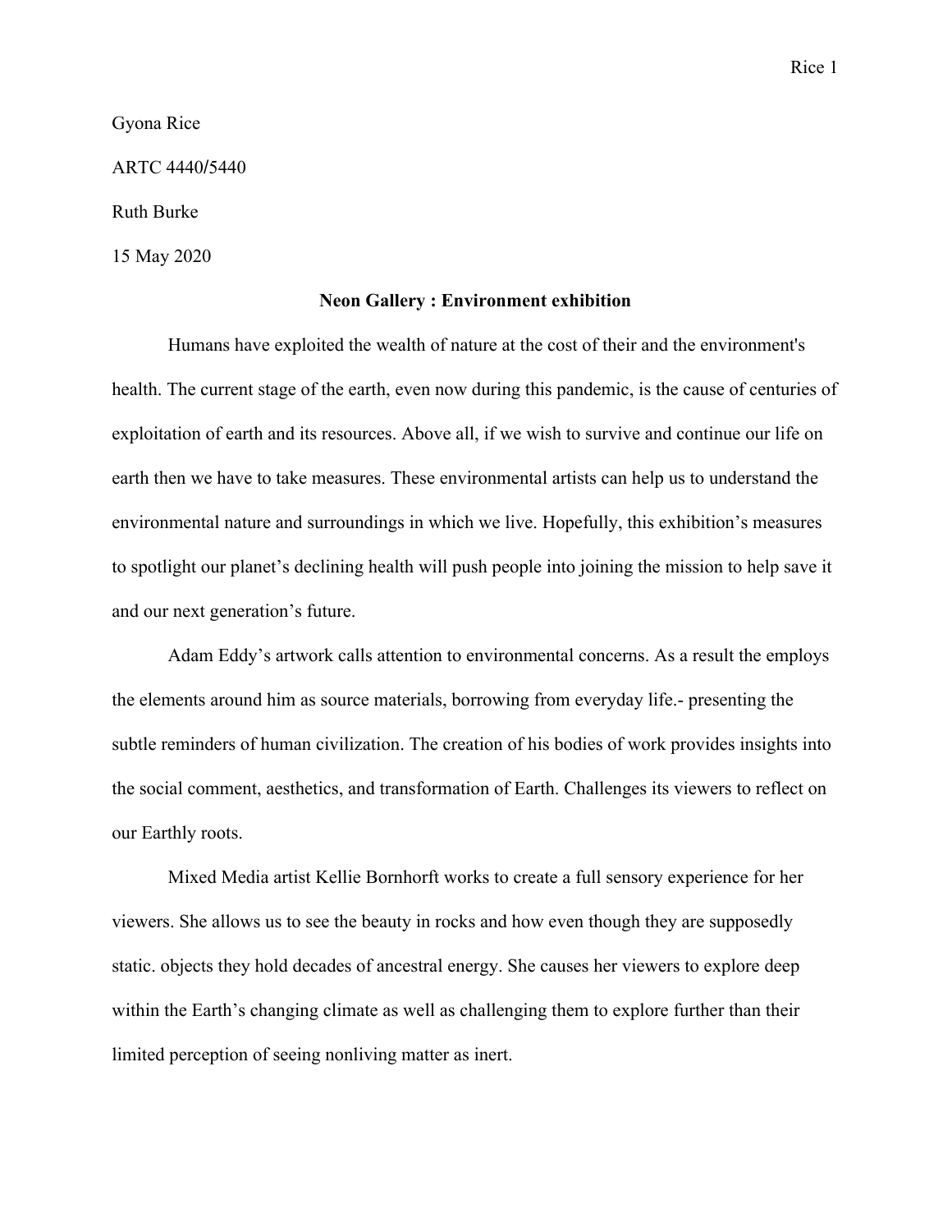Gyona Rice

ARTC 4440/5440

Ruth Burke

15 May 2020

**Neon Gallery : Environment exhibition**

Humans have exploited the wealth of nature at the cost of their and the environment's health. The current stage of the earth, even now during this pandemic, is the cause of centuries of exploitation of earth and its resources. Above all, if we wish to survive and continue our life on earth then we have to take measures. These environmental artists can help us to understand the environmental nature and surroundings in which we live. Hopefully, this exhibition's measures to spotlight our planet's declining health will push people into joining the mission to help save it and our next generation's future.

Adam Eddy's artwork calls attention to environmental concerns. As a result the employs the elements around him as source materials, borrowing from everyday life.- presenting the subtle reminders of human civilization. The creation of his bodies of work provides insights into the social comment, aesthetics, and transformation of Earth. Challenges its viewers to reflect on our Earthly roots.

Mixed Media artist Kellie Bornhorft works to create a full sensory experience for her viewers. She allows us to see the beauty in rocks and how even though they are supposedly static. objects they hold decades of ancestral energy. She causes her viewers to explore deep within the Earth's changing climate as well as challenging them to explore further than their limited perception of seeing nonliving matter as inert.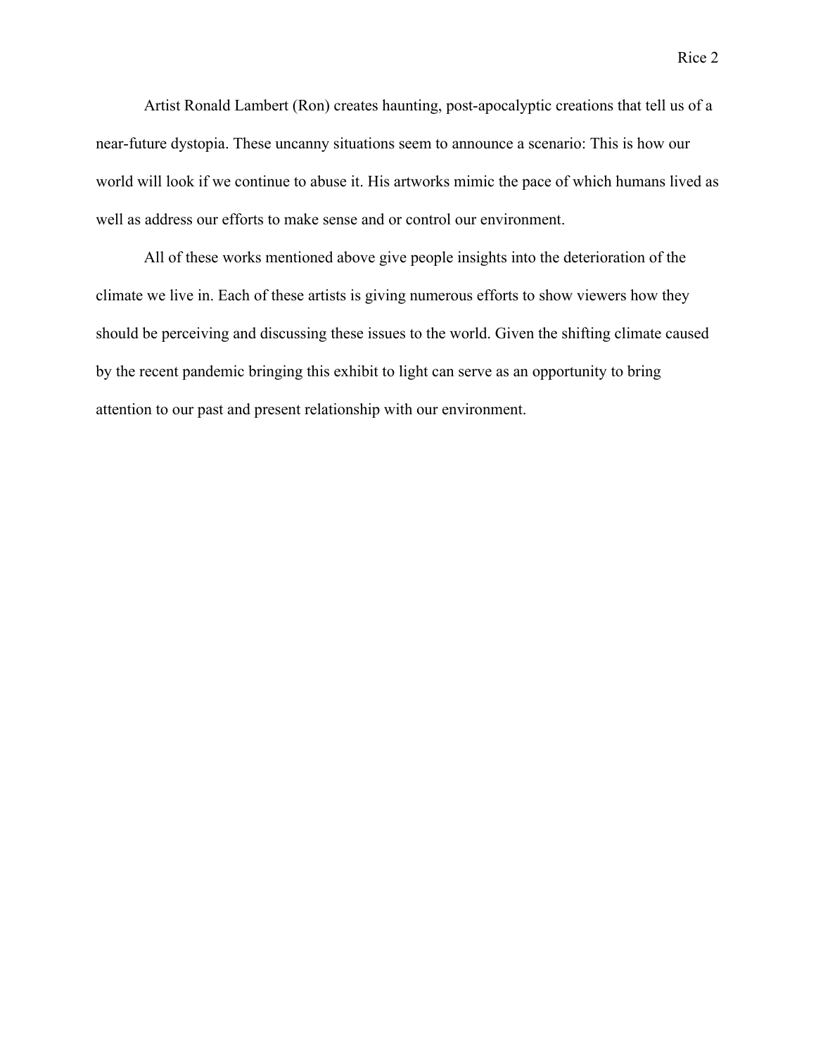Artist Ronald Lambert (Ron) creates haunting, post-apocalyptic creations that tell us of a near-future dystopia. These uncanny situations seem to announce a scenario: This is how our world will look if we continue to abuse it. His artworks mimic the pace of which humans lived as well as address our efforts to make sense and or control our environment.

All of these works mentioned above give people insights into the deterioration of the climate we live in. Each of these artists is giving numerous efforts to show viewers how they should be perceiving and discussing these issues to the world. Given the shifting climate caused by the recent pandemic bringing this exhibit to light can serve as an opportunity to bring attention to our past and present relationship with our environment.